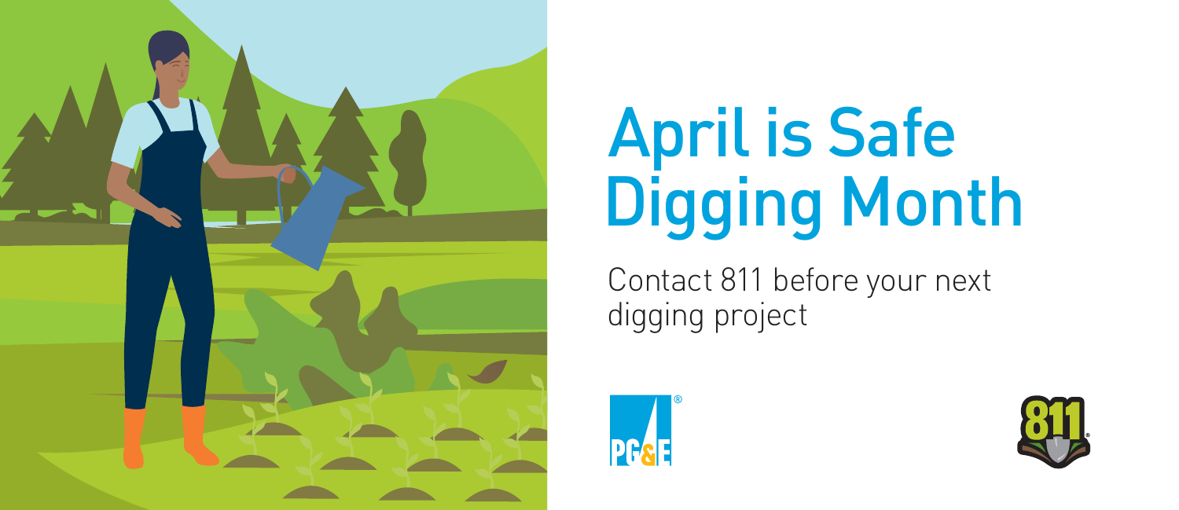# April is Safe Digging Month

Contact 811 before your next digging project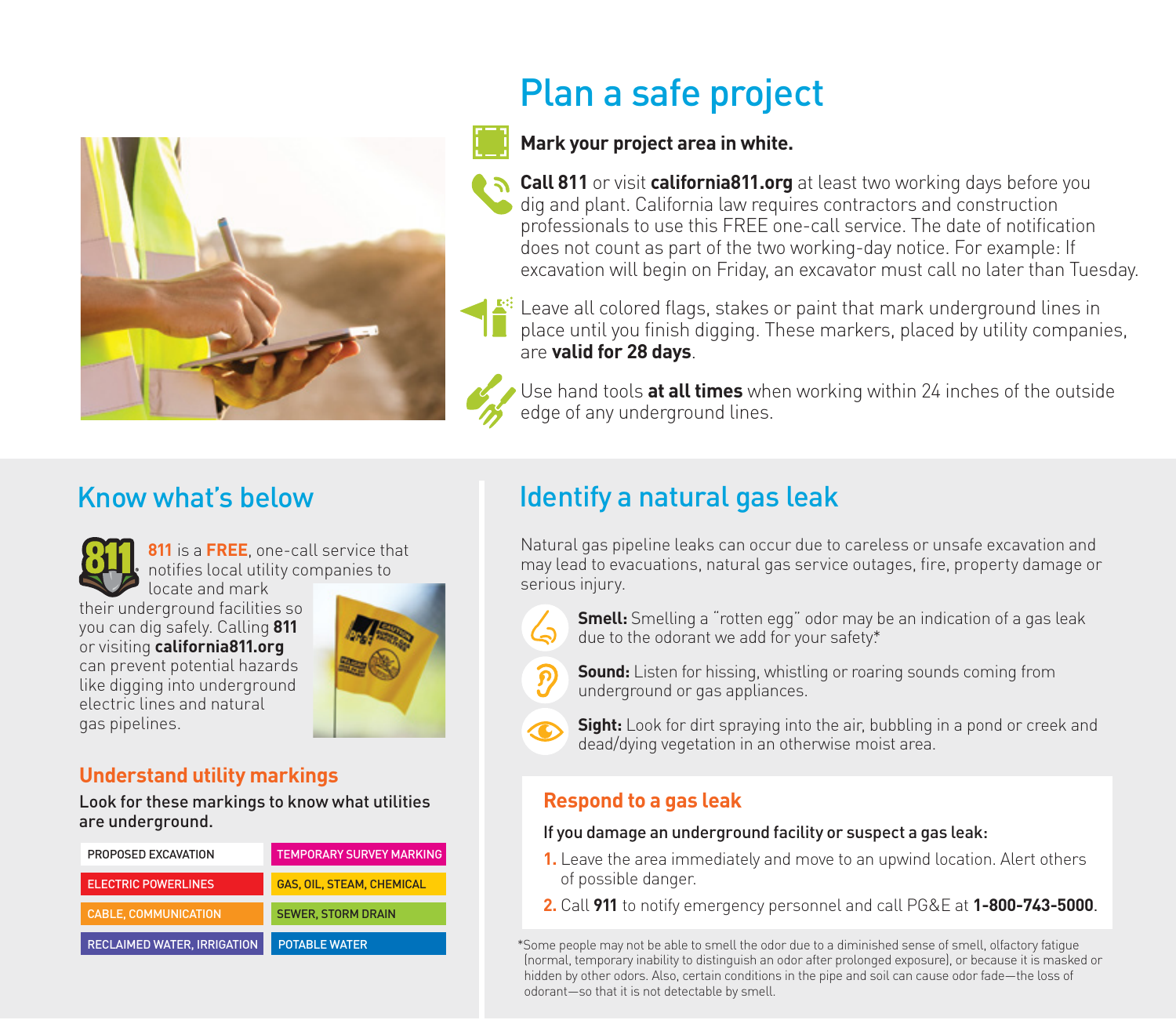## Plan a safe project

**Mark your project area in white.**

**Call 811** or visit **california811.org** at least two working days before you dig and plant. California law requires contractors and construction professionals to use this FREE one-call service. The date of notification does not count as part of the two working-day notice. For example: If excavation will begin on Friday, an excavator must call no later than Tuesday.

Leave all colored flags, stakes or paint that mark underground lines in place until you finish digging. These markers, placed by utility companies, are **valid for 28 days**.

Use hand tools **at all times** when working within 24 inches of the outside edge of any underground lines.

## Know what's below

**811** is a **FREE**, one-call service that notifies local utility companies to locate and mark their underground facilities so you can dig safely. Calling **811** or visiting **california811.org** can prevent potential hazards like digging into underground electric lines and natural gas pipelines.

### Understand utility markings

**Look for these markings to know what utilities are underground.**

| | |
|---|---|
| PROPOSED EXCAVATION | TEMPORARY SURVEY MARKING |
| ELECTRIC POWERLINES | GAS, OIL, STEAM, CHEMICAL |
| CABLE, COMMUNICATION | SEWER, STORM DRAIN |
| RECLAIMED WATER, IRRIGATION | POTABLE WATER |

## Identify a natural gas leak

Natural gas pipeline leaks can occur due to careless or unsafe excavation and may lead to evacuations, natural gas service outages, fire, property damage or serious injury.

**Smell:** Smelling a "rotten egg" odor may be an indication of a gas leak due to the odorant we add for your safety.*

**Sound:** Listen for hissing, whistling or roaring sounds coming from underground or gas appliances.

**Sight:** Look for dirt spraying into the air, bubbling in a pond or creek and dead/dying vegetation in an otherwise moist area.

### Respond to a gas leak

**If you damage an underground facility or suspect a gas leak:**

1. Leave the area immediately and move to an upwind location. Alert others of possible danger.
2. Call **911** to notify emergency personnel and call PG&E at **1-800-743-5000**.

*Some people may not be able to smell the odor due to a diminished sense of smell, olfactory fatigue (normal, temporary inability to distinguish an odor after prolonged exposure), or because it is masked or hidden by other odors. Also, certain conditions in the pipe and soil can cause odor fade—the loss of odorant—so that it is not detectable by smell.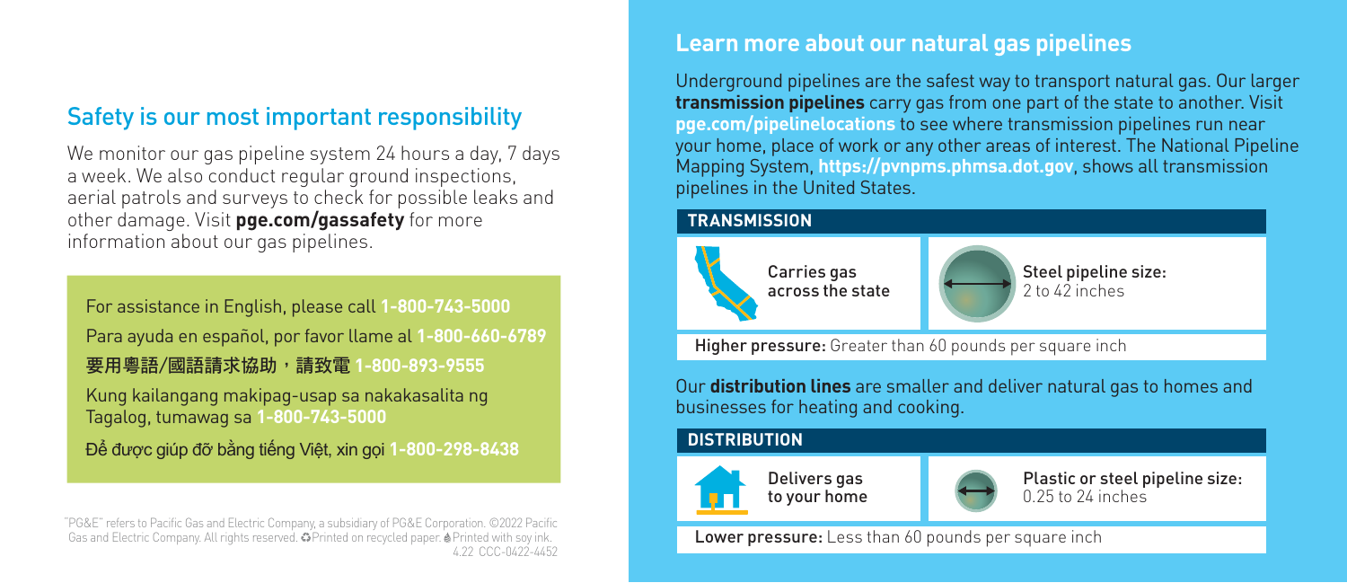## Safety is our most important responsibility

We monitor our gas pipeline system 24 hours a day, 7 days a week. We also conduct regular ground inspections, aerial patrols and surveys to check for possible leaks and other damage. Visit **pge.com/gassafety** for more information about our gas pipelines.

For assistance in English, please call **1-800-743-5000**

Para ayuda en español, por favor llame al **1-800-660-6789**

**要用粵語/國語請求協助，請致電 1-800-893-9555**

Kung kailangang makipag-usap sa nakakasalita ng Tagalog, tumawag sa **1-800-743-5000**

Để được giúp đỡ bằng tiếng Việt, xin gọi **1-800-298-8438**

"PG&E" refers to Pacific Gas and Electric Company, a subsidiary of PG&E Corporation. ©2022 Pacific Gas and Electric Company. All rights reserved. ♻Printed on recycled paper. Printed with soy ink. 4.22 CCC-0422-4452

## Learn more about our natural gas pipelines

Underground pipelines are the safest way to transport natural gas. Our larger **transmission pipelines** carry gas from one part of the state to another. Visit **pge.com/pipelinelocations** to see where transmission pipelines run near your home, place of work or any other areas of interest. The National Pipeline Mapping System, **https://pvnpms.phmsa.dot.gov**, shows all transmission pipelines in the United States.

### TRANSMISSION

Carries gas across the state

Steel pipeline size: 2 to 42 inches

**Higher pressure:** Greater than 60 pounds per square inch

Our **distribution lines** are smaller and deliver natural gas to homes and businesses for heating and cooking.

### DISTRIBUTION

Delivers gas to your home

Plastic or steel pipeline size: 0.25 to 24 inches

**Lower pressure:** Less than 60 pounds per square inch